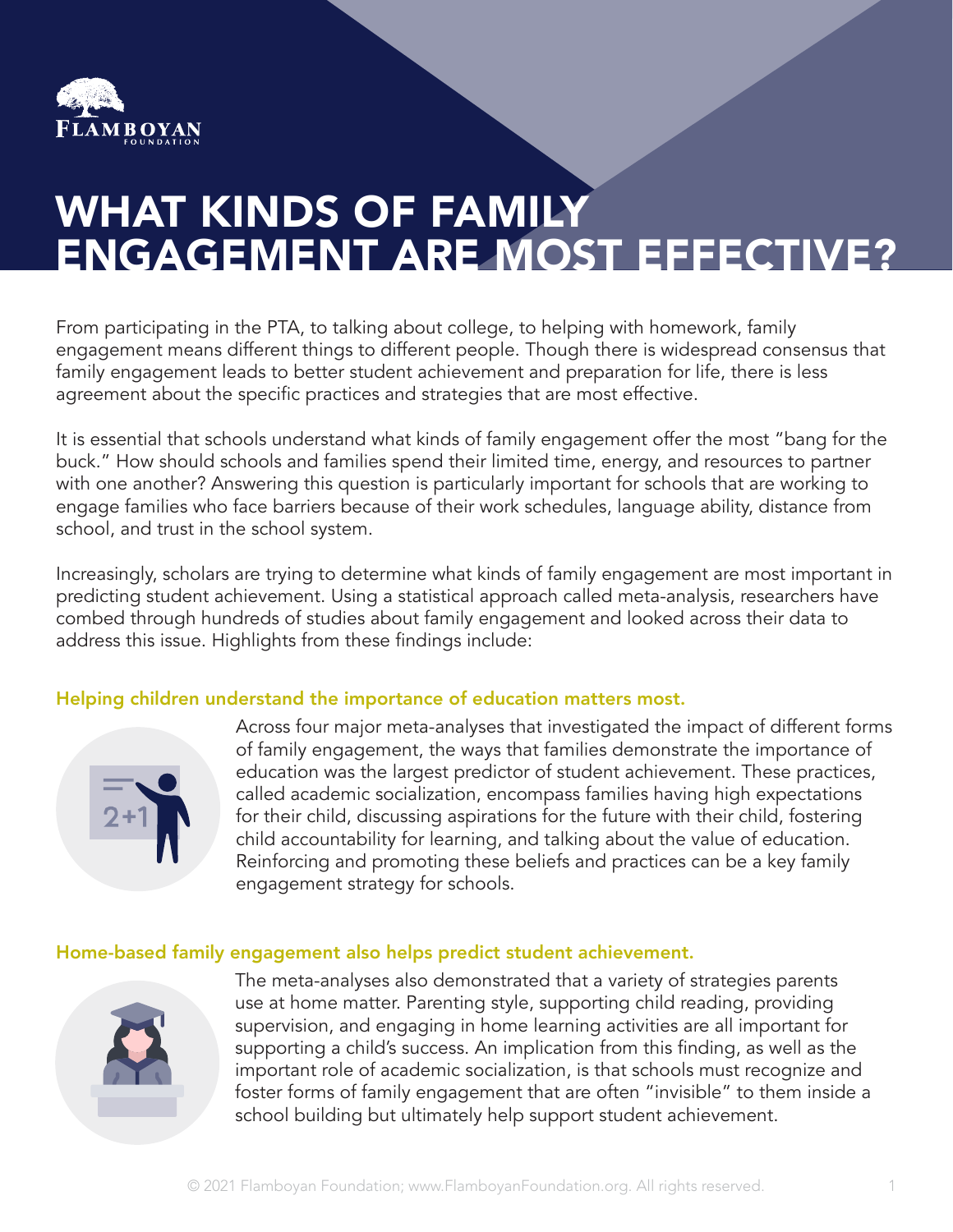# WHAT KINDS OF FAMILY ENGAGEMENT ARE MOST EFFECTIVE?

From participating in the PTA, to talking about college, to helping with homework, family engagement means different things to different people. Though there is widespread consensus that family engagement leads to better student achievement and preparation for life, there is less agreement about the specific practices and strategies that are most effective.

It is essential that schools understand what kinds of family engagement offer the most "bang for the buck." How should schools and families spend their limited time, energy, and resources to partner with one another? Answering this question is particularly important for schools that are working to engage families who face barriers because of their work schedules, language ability, distance from school, and trust in the school system.

Increasingly, scholars are trying to determine what kinds of family engagement are most important in predicting student achievement. Using a statistical approach called meta-analysis, researchers have combed through hundreds of studies about family engagement and looked across their data to address this issue. Highlights from these findings include:

### Helping children understand the importance of education matters most.

Across four major meta-analyses that investigated the impact of different forms of family engagement, the ways that families demonstrate the importance of education was the largest predictor of student achievement. These practices, called academic socialization, encompass families having high expectations for their child, discussing aspirations for the future with their child, fostering child accountability for learning, and talking about the value of education. Reinforcing and promoting these beliefs and practices can be a key family engagement strategy for schools.

### Home-based family engagement also helps predict student achievement.

The meta-analyses also demonstrated that a variety of strategies parents use at home matter. Parenting style, supporting child reading, providing supervision, and engaging in home learning activities are all important for supporting a child's success. An implication from this finding, as well as the important role of academic socialization, is that schools must recognize and foster forms of family engagement that are often "invisible" to them inside a school building but ultimately help support student achievement.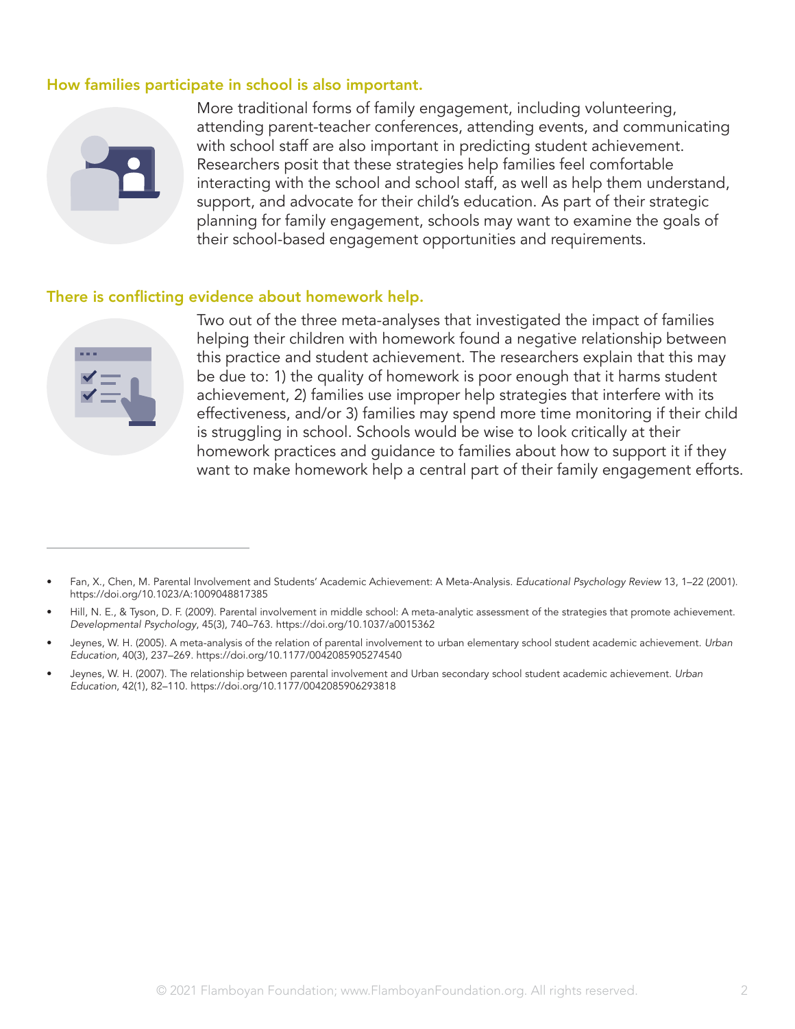### How families participate in school is also important.

More traditional forms of family engagement, including volunteering, attending parent-teacher conferences, attending events, and communicating with school staff are also important in predicting student achievement. Researchers posit that these strategies help families feel comfortable interacting with the school and school staff, as well as help them understand, support, and advocate for their child's education. As part of their strategic planning for family engagement, schools may want to examine the goals of their school-based engagement opportunities and requirements.

### There is conflicting evidence about homework help.

Two out of the three meta-analyses that investigated the impact of families helping their children with homework found a negative relationship between this practice and student achievement. The researchers explain that this may be due to: 1) the quality of homework is poor enough that it harms student achievement, 2) families use improper help strategies that interfere with its effectiveness, and/or 3) families may spend more time monitoring if their child is struggling in school. Schools would be wise to look critically at their homework practices and guidance to families about how to support it if they want to make homework help a central part of their family engagement efforts.

---

- Fan, X., Chen, M. Parental Involvement and Students' Academic Achievement: A Meta-Analysis. *Educational Psychology Review* 13, 1–22 (2001). https://doi.org/10.1023/A:1009048817385
- Hill, N. E., & Tyson, D. F. (2009). Parental involvement in middle school: A meta-analytic assessment of the strategies that promote achievement. *Developmental Psychology*, 45(3), 740–763. https://doi.org/10.1037/a0015362
- Jeynes, W. H. (2005). A meta-analysis of the relation of parental involvement to urban elementary school student academic achievement. *Urban Education*, 40(3), 237–269. https://doi.org/10.1177/0042085905274540
- Jeynes, W. H. (2007). The relationship between parental involvement and Urban secondary school student academic achievement. *Urban Education*, 42(1), 82–110. https://doi.org/10.1177/0042085906293818

© 2021 Flamboyan Foundation; www.FlamboyanFoundation.org. All rights reserved.